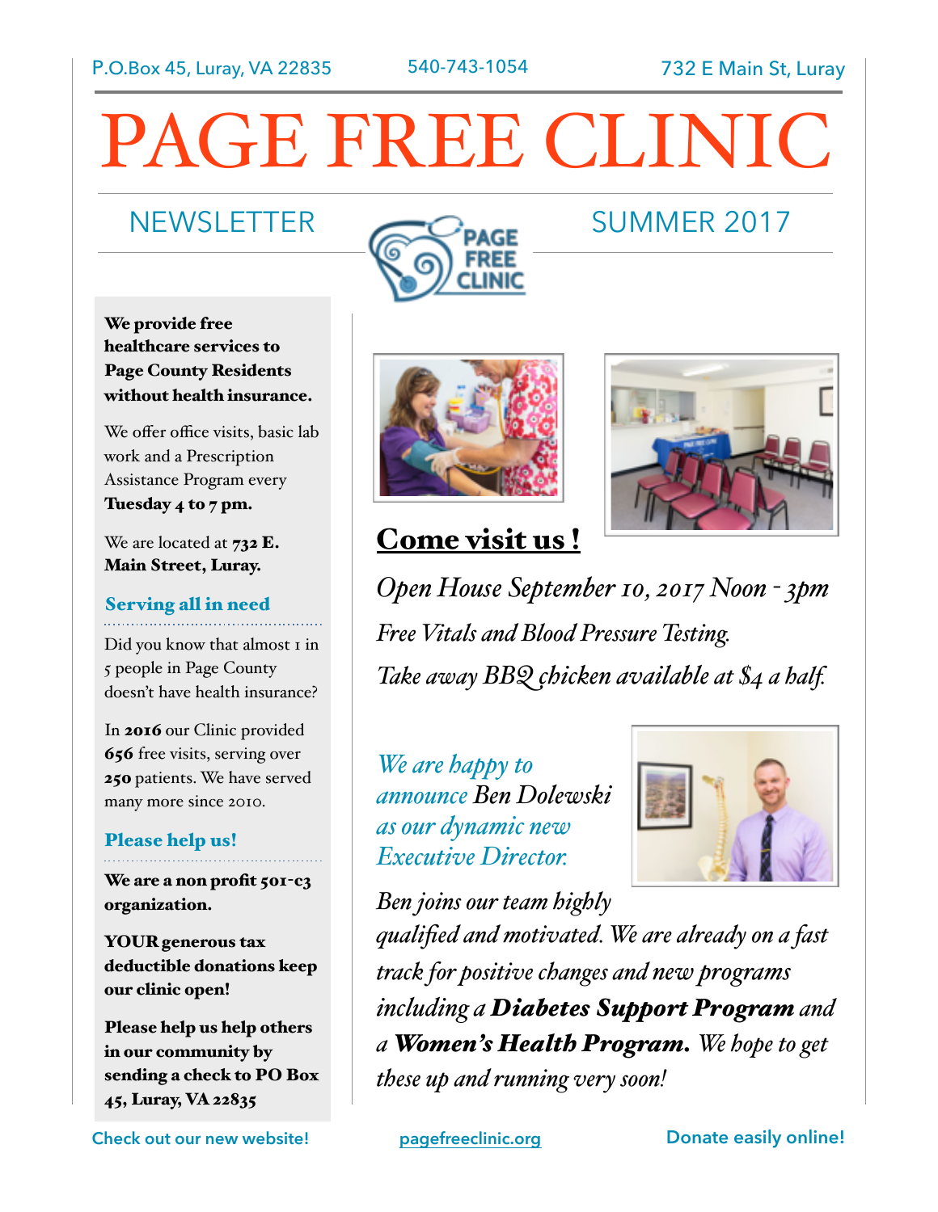P.O.Box 45, Luray, VA 22835 | 540-743-1054 | 732 E Main St, Luray

# PAGE FREE CLINIC

## NEWSLETTER — SUMMER 2017

**We provide free healthcare services to Page County Residents without health insurance.**

We offer office visits, basic lab work and a Prescription Assistance Program every **Tuesday 4 to 7 pm.**

We are located at **732 E. Main Street, Luray.**

### Serving all in need

Did you know that almost 1 in 5 people in Page County doesn't have health insurance?

In **2016** our Clinic provided **656** free visits, serving over **250** patients. We have served many more since 2010.

### Please help us!

**We are a non profit 501-c3 organization.**

**YOUR generous tax deductible donations keep our clinic open!**

**Please help us help others in our community by sending a check to PO Box 45, Luray, VA 22835**

## Come visit us !

*Open House September 10, 2017 Noon - 3pm*

*Free Vitals and Blood Pressure Testing.*

*Take away BBQ chicken available at $4 a half.*

*We are happy to announce* Ben Dolewski *as our dynamic new Executive Director.*

*Ben joins our team highly qualified and motivated. We are already on a fast track for positive changes and new programs including a* ***Diabetes Support Program*** *and a* ***Women's Health Program.*** *We hope to get these up and running very soon!*

Check out our new website! pagefreeclinic.org Donate easily online!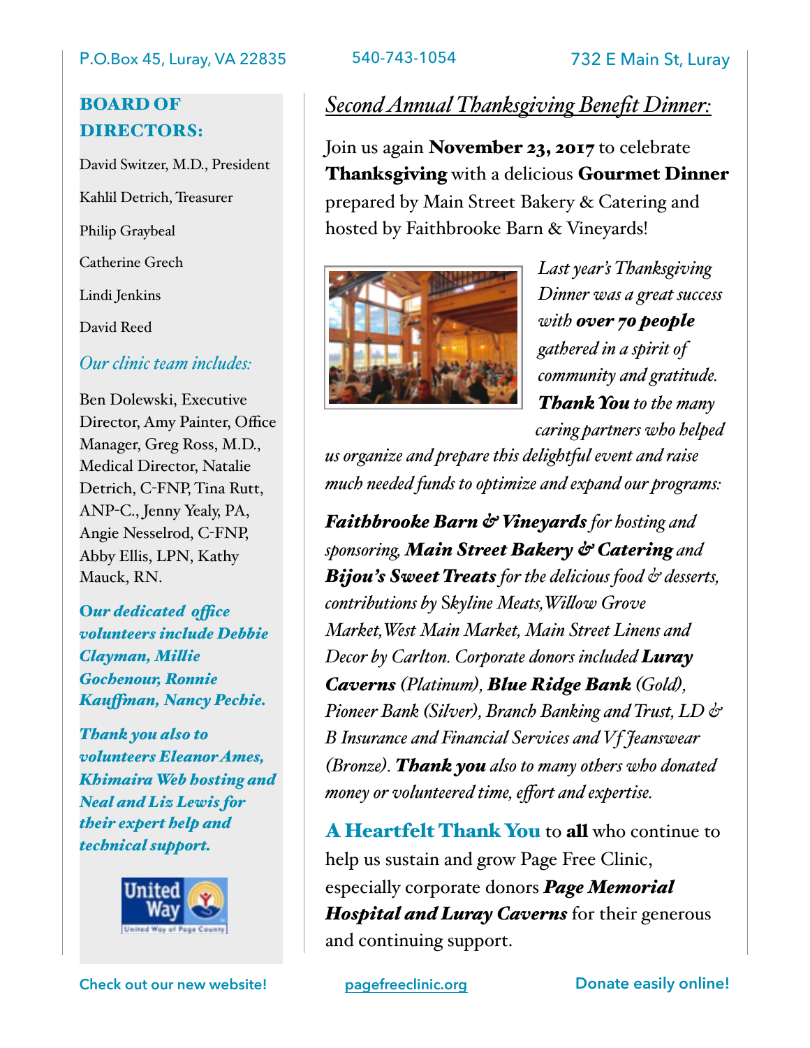P.O.Box 45, Luray, VA 22835    540-743-1054    732 E Main St, Luray

## BOARD OF DIRECTORS:

David Switzer, M.D., President

Kahlil Detrich, Treasurer

Philip Graybeal

Catherine Grech

Lindi Jenkins

David Reed

*Our clinic team includes:*

Ben Dolewski, Executive Director, Amy Painter, Office Manager, Greg Ross, M.D., Medical Director, Natalie Detrich, C-FNP, Tina Rutt, ANP-C., Jenny Yealy, PA, Angie Nesselrod, C-FNP, Abby Ellis, LPN, Kathy Mauck, RN.

***Our dedicated office volunteers include Debbie Clayman, Millie Gochenour, Ronnie Kauffman, Nancy Pechie.***

***Thank you also to volunteers Eleanor Ames, Khimaira Web hosting and Neal and Liz Lewis for their expert help and technical support.***

United Way of Page County

## *Second Annual Thanksgiving Benefit Dinner:*

Join us again **November 23, 2017** to celebrate **Thanksgiving** with a delicious **Gourmet Dinner** prepared by Main Street Bakery & Catering and hosted by Faithbrooke Barn & Vineyards!

*Last year's Thanksgiving Dinner was a great success with **over 70 people** gathered in a spirit of community and gratitude. **Thank You** to the many caring partners who helped us organize and prepare this delightful event and raise much needed funds to optimize and expand our programs:*

***Faithbrooke Barn & Vineyards** for hosting and sponsoring, **Main Street Bakery & Catering** and **Bijou's Sweet Treats** for the delicious food & desserts, contributions by Skyline Meats, Willow Grove Market, West Main Market, Main Street Linens and Decor by Carlton. Corporate donors included **Luray Caverns** (Platinum), **Blue Ridge Bank** (Gold), Pioneer Bank (Silver), Branch Banking and Trust, LD & B Insurance and Financial Services and Vf Jeanswear (Bronze). **Thank you** also to many others who donated money or volunteered time, effort and expertise.*

**A Heartfelt Thank You** to **all** who continue to help us sustain and grow Page Free Clinic, especially corporate donors ***Page Memorial Hospital and Luray Caverns*** for their generous and continuing support.

Check out our new website!    pagefreeclinic.org    Donate easily online!